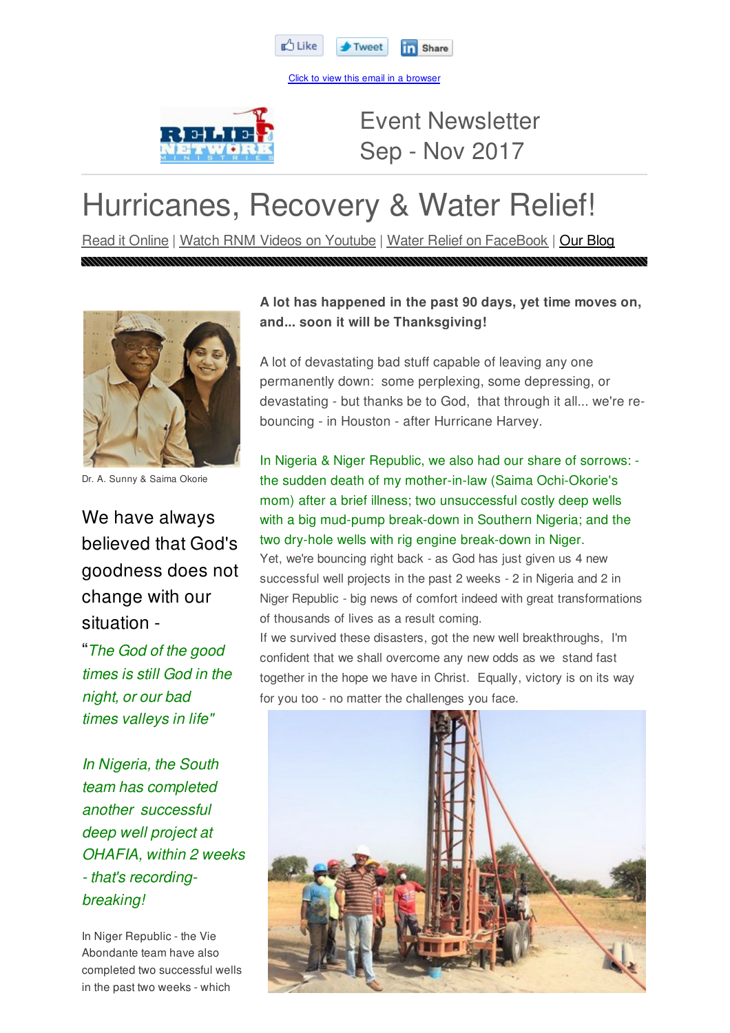Like | Tweet | Share

Click to view this email in a browser

Event Newsletter
Sep - Nov 2017

# Hurricanes, Recovery & Water Relief!

Read it Online | Watch RNM Videos on Youtube | Water Relief on FaceBook | Our Blog

Dr. A. Sunny & Saima Okorie

We have always believed that God's goodness does not change with our situation -

"*The God of the good times is still God in the night, or our bad times valleys in life"*

*In Nigeria, the South team has completed another successful deep well project at OHAFIA, within 2 weeks - that's recording-breaking!*

In Niger Republic - the Vie Abondante team have also completed two successful wells in the past two weeks - which

**A lot has happened in the past 90 days, yet time moves on, and... soon it will be Thanksgiving!**

A lot of devastating bad stuff capable of leaving any one permanently down: some perplexing, some depressing, or devastating - but thanks be to God, that through it all... we're re-bouncing - in Houston - after Hurricane Harvey.

In Nigeria & Niger Republic, we also had our share of sorrows: - the sudden death of my mother-in-law (Saima Ochi-Okorie's mom) after a brief illness; two unsuccessful costly deep wells with a big mud-pump break-down in Southern Nigeria; and the two dry-hole wells with rig engine break-down in Niger.
Yet, we're bouncing right back - as God has just given us 4 new successful well projects in the past 2 weeks - 2 in Nigeria and 2 in Niger Republic - big news of comfort indeed with great transformations of thousands of lives as a result coming.
If we survived these disasters, got the new well breakthroughs, I'm confident that we shall overcome any new odds as we stand fast together in the hope we have in Christ. Equally, victory is on its way for you too - no matter the challenges you face.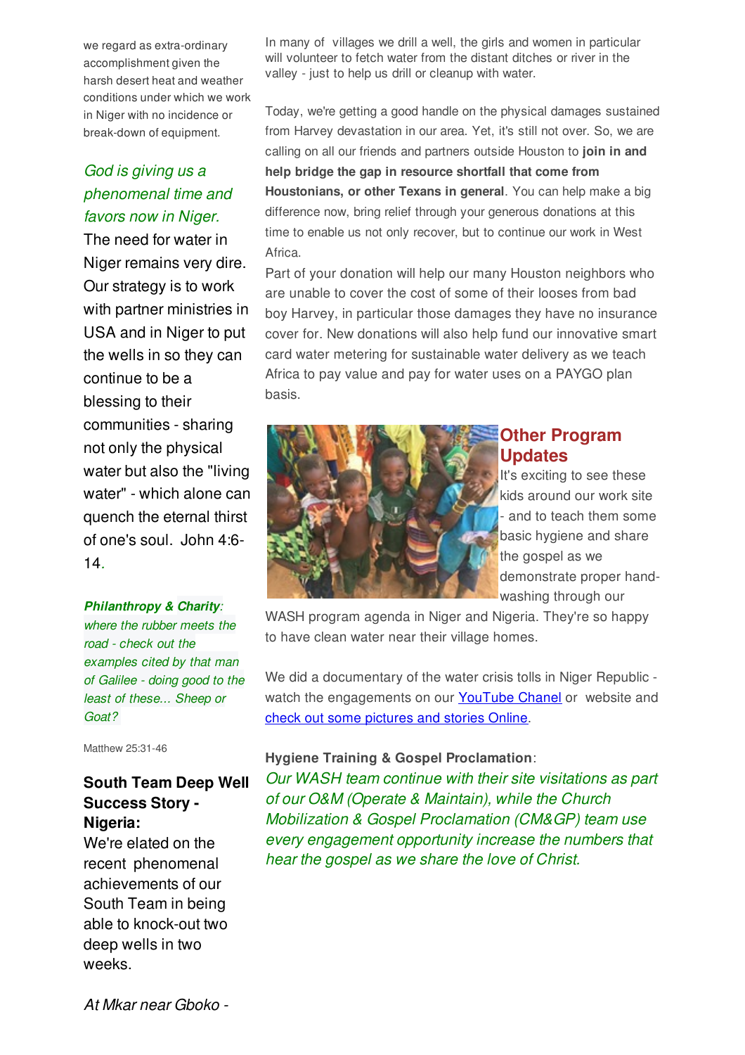we regard as extra-ordinary accomplishment given the harsh desert heat and weather conditions under which we work in Niger with no incidence or break-down of equipment.

*God is giving us a phenomenal time and favors now in Niger.*

The need for water in Niger remains very dire. Our strategy is to work with partner ministries in USA and in Niger to put the wells in so they can continue to be a blessing to their communities - sharing not only the physical water but also the "living water" - which alone can quench the eternal thirst of one's soul. John 4:6-14.

***Philanthropy & Charity**: where the rubber meets the road - check out the examples cited by that man of Galilee - doing good to the least of these... Sheep or Goat?*

Matthew 25:31-46

**South Team Deep Well Success Story - Nigeria:**

We're elated on the recent phenomenal achievements of our South Team in being able to knock-out two deep wells in two weeks.

*At Mkar near Gboko -*

In many of villages we drill a well, the girls and women in particular will volunteer to fetch water from the distant ditches or river in the valley - just to help us drill or cleanup with water.

Today, we're getting a good handle on the physical damages sustained from Harvey devastation in our area. Yet, it's still not over. So, we are calling on all our friends and partners outside Houston to **join in and help bridge the gap in resource shortfall that come from Houstonians, or other Texans in general**. You can help make a big difference now, bring relief through your generous donations at this time to enable us not only recover, but to continue our work in West Africa.

Part of your donation will help our many Houston neighbors who are unable to cover the cost of some of their looses from bad boy Harvey, in particular those damages they have no insurance cover for. New donations will also help fund our innovative smart card water metering for sustainable water delivery as we teach Africa to pay value and pay for water uses on a PAYGO plan basis.

## Other Program Updates

It's exciting to see these kids around our work site - and to teach them some basic hygiene and share the gospel as we demonstrate proper hand-washing through our WASH program agenda in Niger and Nigeria. They're so happy to have clean water near their village homes.

We did a documentary of the water crisis tolls in Niger Republic - watch the engagements on our YouTube Chanel or website and check out some pictures and stories Online.

**Hygiene Training & Gospel Proclamation**:

*Our WASH team continue with their site visitations as part of our O&M (Operate & Maintain), while the Church Mobilization & Gospel Proclamation (CM&GP) team use every engagement opportunity increase the numbers that hear the gospel as we share the love of Christ.*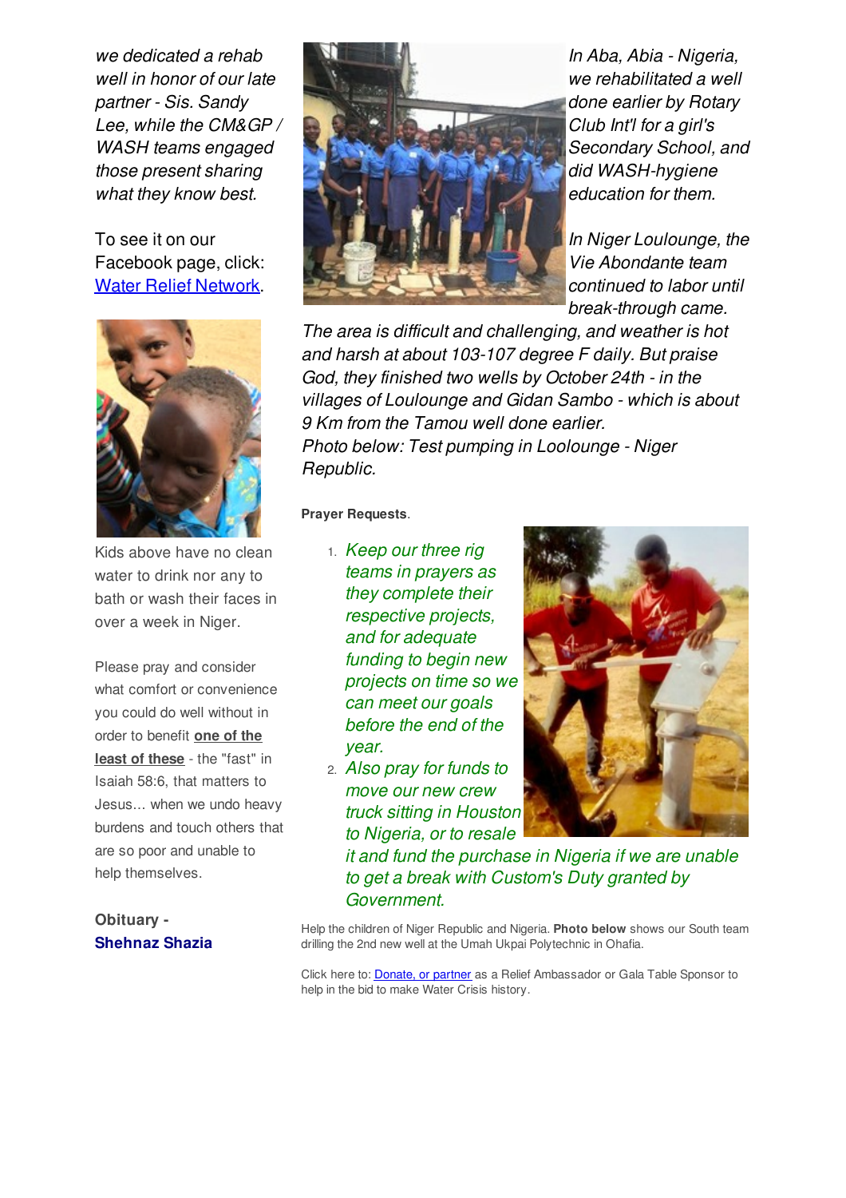*we dedicated a rehab well in honor of our late partner - Sis. Sandy Lee, while the CM&GP / WASH teams engaged those present sharing what they know best.*

To see it on our Facebook page, click: Water Relief Network.

Kids above have no clean water to drink nor any to bath or wash their faces in over a week in Niger.

Please pray and consider what comfort or convenience you could do well without in order to benefit **one of the least of these** - the "fast" in Isaiah 58:6, that matters to Jesus... when we undo heavy burdens and touch others that are so poor and unable to help themselves.

**Obituary - Shehnaz Shazia**

*In Aba, Abia - Nigeria, we rehabilitated a well done earlier by Rotary Club Int'l for a girl's Secondary School, and did WASH-hygiene education for them.*

*In Niger Loulounge, the Vie Abondante team continued to labor until break-through came. The area is difficult and challenging, and weather is hot and harsh at about 103-107 degree F daily. But praise God, they finished two wells by October 24th - in the villages of Loulounge and Gidan Sambo - which is about 9 Km from the Tamou well done earlier.*
*Photo below: Test pumping in Loolounge - Niger Republic.*

**Prayer Requests**.

1. *Keep our three rig teams in prayers as they complete their respective projects, and for adequate funding to begin new projects on time so we can meet our goals before the end of the year.*
2. *Also pray for funds to move our new crew truck sitting in Houston to Nigeria, or to resale it and fund the purchase in Nigeria if we are unable to get a break with Custom's Duty granted by Government.*

Help the children of Niger Republic and Nigeria. **Photo below** shows our South team drilling the 2nd new well at the Umah Ukpai Polytechnic in Ohafia.

Click here to: Donate, or partner as a Relief Ambassador or Gala Table Sponsor to help in the bid to make Water Crisis history.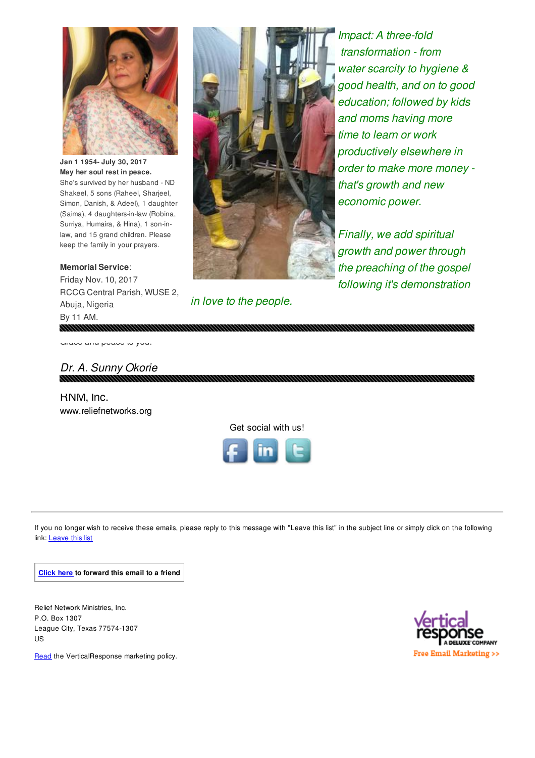**Jan 1 1954- July 30, 2017**
**May her soul rest in peace.**
She's survived by her husband - ND Shakeel, 5 sons (Raheel, Sharjeel, Simon, Danish, & Adeel), 1 daughter (Saima), 4 daughters-in-law (Robina, Surriya, Humaira, & Hina), 1 son-in-law, and 15 grand children. Please keep the family in your prayers.

**Memorial Service**:
Friday Nov. 10, 2017
RCCG Central Parish, WUSE 2, Abuja, Nigeria
By 11 AM.

*Impact: A three-fold transformation - from water scarcity to hygiene & good health, and on to good education; followed by kids and moms having more time to learn or work productively elsewhere in order to make more money - that's growth and new economic power.*

*Finally, we add spiritual growth and power through the preaching of the gospel following it's demonstration in love to the people.*

Grace and peace to you.

*Dr. A. Sunny Okorie*

RNM, Inc.
www.reliefnetworks.org

Get social with us!

---

If you no longer wish to receive these emails, please reply to this message with "Leave this list" in the subject line or simply click on the following link: Leave this list

**Click here to forward this email to a friend**

Relief Network Ministries, Inc.
P.O. Box 1307
League City, Texas 77574-1307
US

Read the VerticalResponse marketing policy.